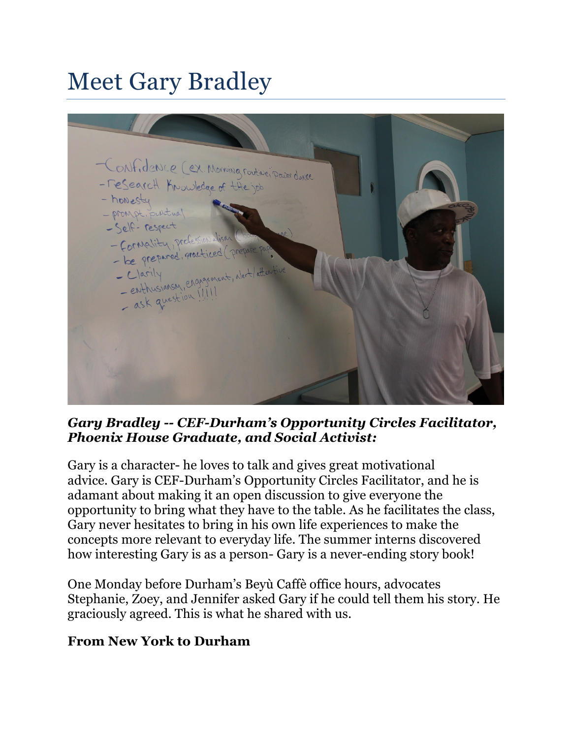# Meet Gary Bradley

***Gary Bradley -- CEF-Durham's Opportunity Circles Facilitator, Phoenix House Graduate, and Social Activist:***

Gary is a character- he loves to talk and gives great motivational advice. Gary is CEF-Durham's Opportunity Circles Facilitator, and he is adamant about making it an open discussion to give everyone the opportunity to bring what they have to the table. As he facilitates the class, Gary never hesitates to bring in his own life experiences to make the concepts more relevant to everyday life. The summer interns discovered how interesting Gary is as a person- Gary is a never-ending story book!

One Monday before Durham's Beyù Caffè office hours, advocates Stephanie, Zoey, and Jennifer asked Gary if he could tell them his story. He graciously agreed. This is what he shared with us.

**From New York to Durham**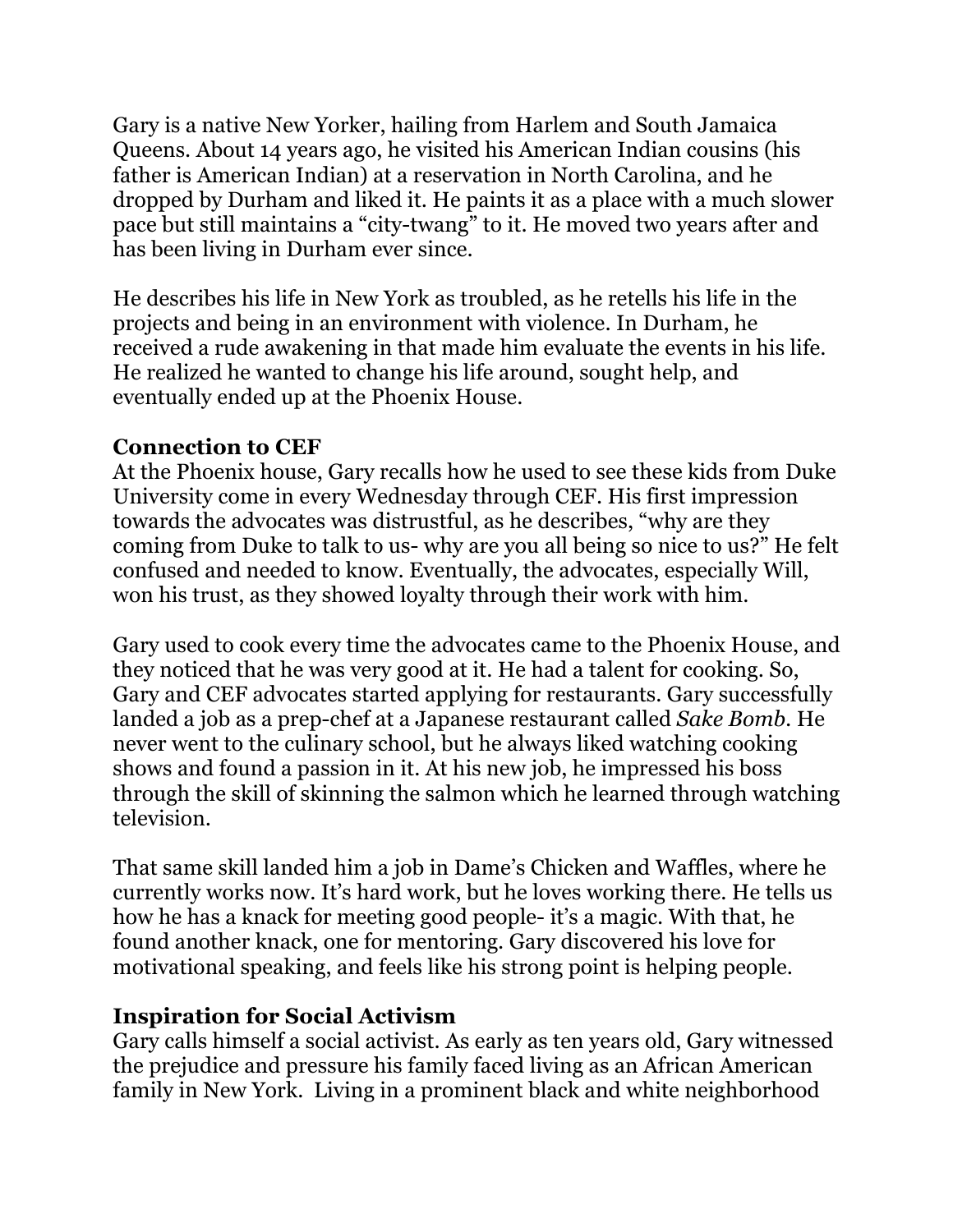Gary is a native New Yorker, hailing from Harlem and South Jamaica Queens. About 14 years ago, he visited his American Indian cousins (his father is American Indian) at a reservation in North Carolina, and he dropped by Durham and liked it. He paints it as a place with a much slower pace but still maintains a "city-twang" to it. He moved two years after and has been living in Durham ever since.

He describes his life in New York as troubled, as he retells his life in the projects and being in an environment with violence. In Durham, he received a rude awakening in that made him evaluate the events in his life. He realized he wanted to change his life around, sought help, and eventually ended up at the Phoenix House.

### Connection to CEF

At the Phoenix house, Gary recalls how he used to see these kids from Duke University come in every Wednesday through CEF. His first impression towards the advocates was distrustful, as he describes, "why are they coming from Duke to talk to us- why are you all being so nice to us?" He felt confused and needed to know. Eventually, the advocates, especially Will, won his trust, as they showed loyalty through their work with him.

Gary used to cook every time the advocates came to the Phoenix House, and they noticed that he was very good at it. He had a talent for cooking. So, Gary and CEF advocates started applying for restaurants. Gary successfully landed a job as a prep-chef at a Japanese restaurant called *Sake Bomb*. He never went to the culinary school, but he always liked watching cooking shows and found a passion in it. At his new job, he impressed his boss through the skill of skinning the salmon which he learned through watching television.

That same skill landed him a job in Dame's Chicken and Waffles, where he currently works now. It's hard work, but he loves working there. He tells us how he has a knack for meeting good people- it's a magic. With that, he found another knack, one for mentoring. Gary discovered his love for motivational speaking, and feels like his strong point is helping people.

### Inspiration for Social Activism

Gary calls himself a social activist. As early as ten years old, Gary witnessed the prejudice and pressure his family faced living as an African American family in New York. Living in a prominent black and white neighborhood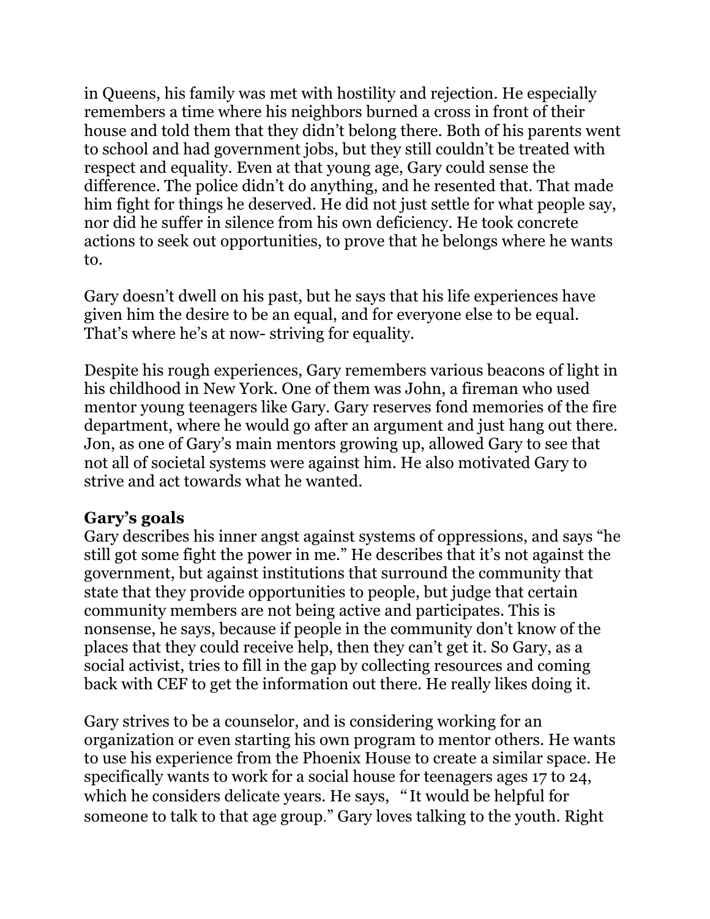in Queens, his family was met with hostility and rejection. He especially remembers a time where his neighbors burned a cross in front of their house and told them that they didn't belong there. Both of his parents went to school and had government jobs, but they still couldn't be treated with respect and equality. Even at that young age, Gary could sense the difference. The police didn't do anything, and he resented that. That made him fight for things he deserved. He did not just settle for what people say, nor did he suffer in silence from his own deficiency. He took concrete actions to seek out opportunities, to prove that he belongs where he wants to.

Gary doesn't dwell on his past, but he says that his life experiences have given him the desire to be an equal, and for everyone else to be equal. That's where he's at now- striving for equality.

Despite his rough experiences, Gary remembers various beacons of light in his childhood in New York. One of them was John, a fireman who used mentor young teenagers like Gary. Gary reserves fond memories of the fire department, where he would go after an argument and just hang out there. Jon, as one of Gary's main mentors growing up, allowed Gary to see that not all of societal systems were against him. He also motivated Gary to strive and act towards what he wanted.

**Gary's goals**

Gary describes his inner angst against systems of oppressions, and says "he still got some fight the power in me." He describes that it's not against the government, but against institutions that surround the community that state that they provide opportunities to people, but judge that certain community members are not being active and participates. This is nonsense, he says, because if people in the community don't know of the places that they could receive help, then they can't get it. So Gary, as a social activist, tries to fill in the gap by collecting resources and coming back with CEF to get the information out there. He really likes doing it.

Gary strives to be a counselor, and is considering working for an organization or even starting his own program to mentor others. He wants to use his experience from the Phoenix House to create a similar space. He specifically wants to work for a social house for teenagers ages 17 to 24, which he considers delicate years. He says, "It would be helpful for someone to talk to that age group." Gary loves talking to the youth. Right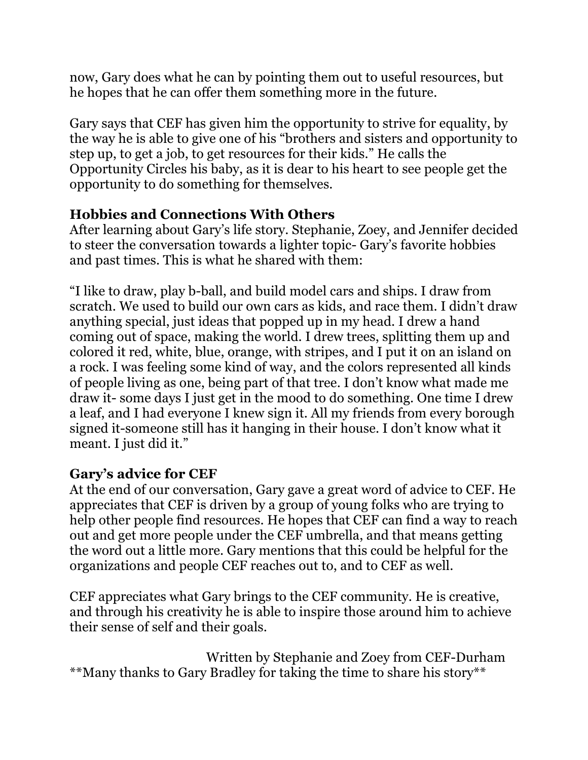now, Gary does what he can by pointing them out to useful resources, but he hopes that he can offer them something more in the future.

Gary says that CEF has given him the opportunity to strive for equality, by the way he is able to give one of his "brothers and sisters and opportunity to step up, to get a job, to get resources for their kids." He calls the Opportunity Circles his baby, as it is dear to his heart to see people get the opportunity to do something for themselves.

### Hobbies and Connections With Others

After learning about Gary's life story. Stephanie, Zoey, and Jennifer decided to steer the conversation towards a lighter topic- Gary's favorite hobbies and past times. This is what he shared with them:

"I like to draw, play b-ball, and build model cars and ships. I draw from scratch. We used to build our own cars as kids, and race them. I didn't draw anything special, just ideas that popped up in my head. I drew a hand coming out of space, making the world. I drew trees, splitting them up and colored it red, white, blue, orange, with stripes, and I put it on an island on a rock. I was feeling some kind of way, and the colors represented all kinds of people living as one, being part of that tree. I don't know what made me draw it- some days I just get in the mood to do something. One time I drew a leaf, and I had everyone I knew sign it. All my friends from every borough signed it-someone still has it hanging in their house. I don't know what it meant. I just did it."

### Gary's advice for CEF

At the end of our conversation, Gary gave a great word of advice to CEF. He appreciates that CEF is driven by a group of young folks who are trying to help other people find resources. He hopes that CEF can find a way to reach out and get more people under the CEF umbrella, and that means getting the word out a little more. Gary mentions that this could be helpful for the organizations and people CEF reaches out to, and to CEF as well.

CEF appreciates what Gary brings to the CEF community. He is creative, and through his creativity he is able to inspire those around him to achieve their sense of self and their goals.

Written by Stephanie and Zoey from CEF-Durham

**Many thanks to Gary Bradley for taking the time to share his story**